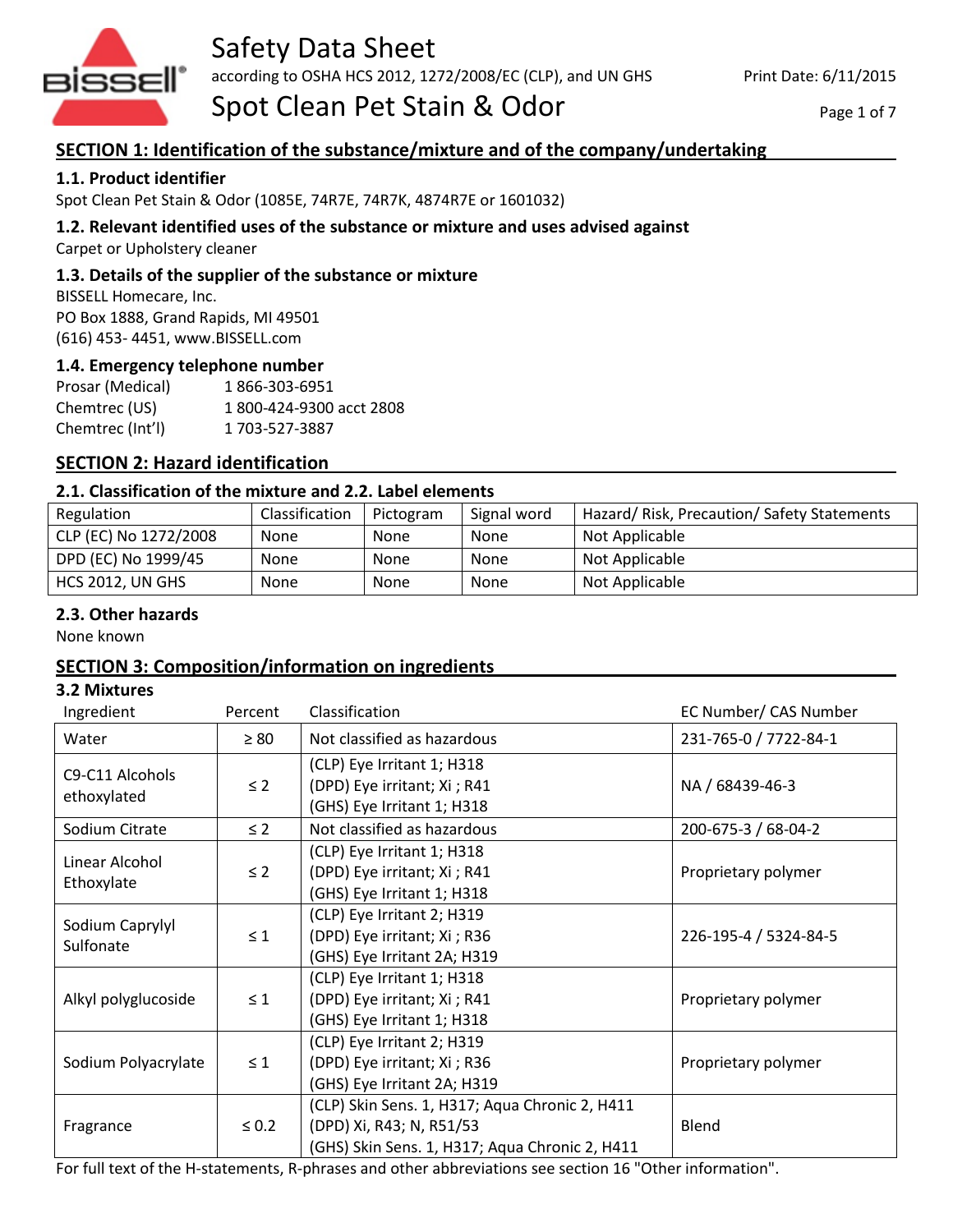# Safety Data Sheet

according to OSHA HCS 2012, 1272/2008/EC (CLP), and UN GHS

Print Date: 6/11/2015

# Spot Clean Pet Stain & Odor

## SECTION 1: Identification of the substance/mixture and of the company/undertaking

### 1.1. Product identifier

Spot Clean Pet Stain & Odor (1085E, 74R7E, 74R7K, 4874R7E or 1601032)

### 1.2. Relevant identified uses of the substance or mixture and uses advised against

Carpet or Upholstery cleaner

### 1.3. Details of the supplier of the substance or mixture

BISSELL Homecare, Inc.
PO Box 1888, Grand Rapids, MI 49501
(616) 453- 4451, www.BISSELL.com

### 1.4. Emergency telephone number

| | |
|---|---|
| Prosar (Medical) | 1 866-303-6951 |
| Chemtrec (US) | 1 800-424-9300 acct 2808 |
| Chemtrec (Int'l) | 1 703-527-3887 |

## SECTION 2: Hazard identification

### 2.1. Classification of the mixture and 2.2. Label elements

| Regulation | Classification | Pictogram | Signal word | Hazard/ Risk, Precaution/ Safety Statements |
|---|---|---|---|---|
| CLP (EC) No 1272/2008 | None | None | None | Not Applicable |
| DPD (EC) No 1999/45 | None | None | None | Not Applicable |
| HCS 2012, UN GHS | None | None | None | Not Applicable |

### 2.3. Other hazards

None known

## SECTION 3: Composition/information on ingredients

### 3.2 Mixtures

| Ingredient | Percent | Classification | EC Number/ CAS Number |
|---|---|---|---|
| Water | ≥ 80 | Not classified as hazardous | 231-765-0 / 7722-84-1 |
| C9-C11 Alcohols ethoxylated | ≤ 2 | (CLP) Eye Irritant 1; H318<br>(DPD) Eye irritant; Xi ; R41<br>(GHS) Eye Irritant 1; H318 | NA / 68439-46-3 |
| Sodium Citrate | ≤ 2 | Not classified as hazardous | 200-675-3 / 68-04-2 |
| Linear Alcohol Ethoxylate | ≤ 2 | (CLP) Eye Irritant 1; H318<br>(DPD) Eye irritant; Xi ; R41<br>(GHS) Eye Irritant 1; H318 | Proprietary polymer |
| Sodium Caprylyl Sulfonate | ≤ 1 | (CLP) Eye Irritant 2; H319<br>(DPD) Eye irritant; Xi ; R36<br>(GHS) Eye Irritant 2A; H319 | 226-195-4 / 5324-84-5 |
| Alkyl polyglucoside | ≤ 1 | (CLP) Eye Irritant 1; H318<br>(DPD) Eye irritant; Xi ; R41<br>(GHS) Eye Irritant 1; H318 | Proprietary polymer |
| Sodium Polyacrylate | ≤ 1 | (CLP) Eye Irritant 2; H319<br>(DPD) Eye irritant; Xi ; R36<br>(GHS) Eye Irritant 2A; H319 | Proprietary polymer |
| Fragrance | ≤ 0.2 | (CLP) Skin Sens. 1, H317; Aqua Chronic 2, H411<br>(DPD) Xi, R43; N, R51/53<br>(GHS) Skin Sens. 1, H317; Aqua Chronic 2, H411 | Blend |

For full text of the H-statements, R-phrases and other abbreviations see section 16 "Other information".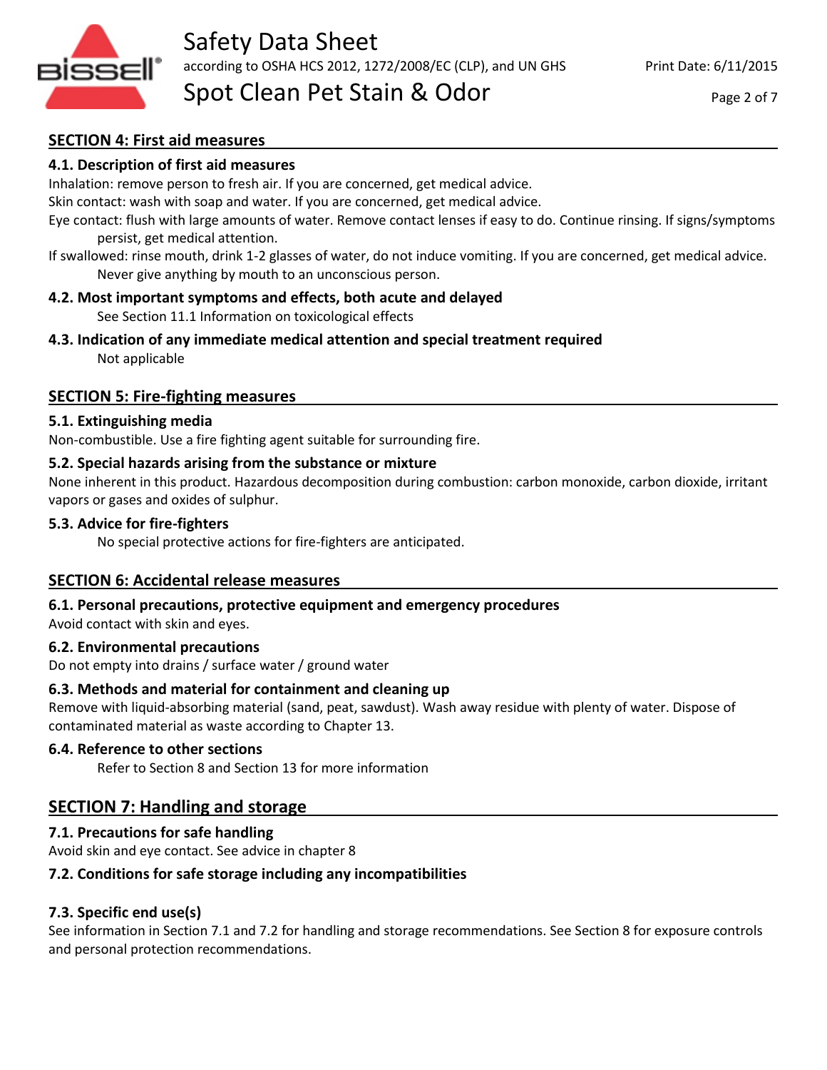## SECTION 4: First aid measures

### 4.1. Description of first aid measures

Inhalation: remove person to fresh air. If you are concerned, get medical advice.

Skin contact: wash with soap and water. If you are concerned, get medical advice.

Eye contact: flush with large amounts of water. Remove contact lenses if easy to do. Continue rinsing. If signs/symptoms persist, get medical attention.

If swallowed: rinse mouth, drink 1-2 glasses of water, do not induce vomiting. If you are concerned, get medical advice. Never give anything by mouth to an unconscious person.

### 4.2. Most important symptoms and effects, both acute and delayed

See Section 11.1 Information on toxicological effects

### 4.3. Indication of any immediate medical attention and special treatment required

Not applicable

## SECTION 5: Fire-fighting measures

### 5.1. Extinguishing media

Non-combustible. Use a fire fighting agent suitable for surrounding fire.

### 5.2. Special hazards arising from the substance or mixture

None inherent in this product. Hazardous decomposition during combustion: carbon monoxide, carbon dioxide, irritant vapors or gases and oxides of sulphur.

### 5.3. Advice for fire-fighters

No special protective actions for fire-fighters are anticipated.

## SECTION 6: Accidental release measures

### 6.1. Personal precautions, protective equipment and emergency procedures

Avoid contact with skin and eyes.

### 6.2. Environmental precautions

Do not empty into drains / surface water / ground water

### 6.3. Methods and material for containment and cleaning up

Remove with liquid-absorbing material (sand, peat, sawdust). Wash away residue with plenty of water. Dispose of contaminated material as waste according to Chapter 13.

### 6.4. Reference to other sections

Refer to Section 8 and Section 13 for more information

## SECTION 7: Handling and storage

### 7.1. Precautions for safe handling

Avoid skin and eye contact. See advice in chapter 8

### 7.2. Conditions for safe storage including any incompatibilities

### 7.3. Specific end use(s)

See information in Section 7.1 and 7.2 for handling and storage recommendations. See Section 8 for exposure controls and personal protection recommendations.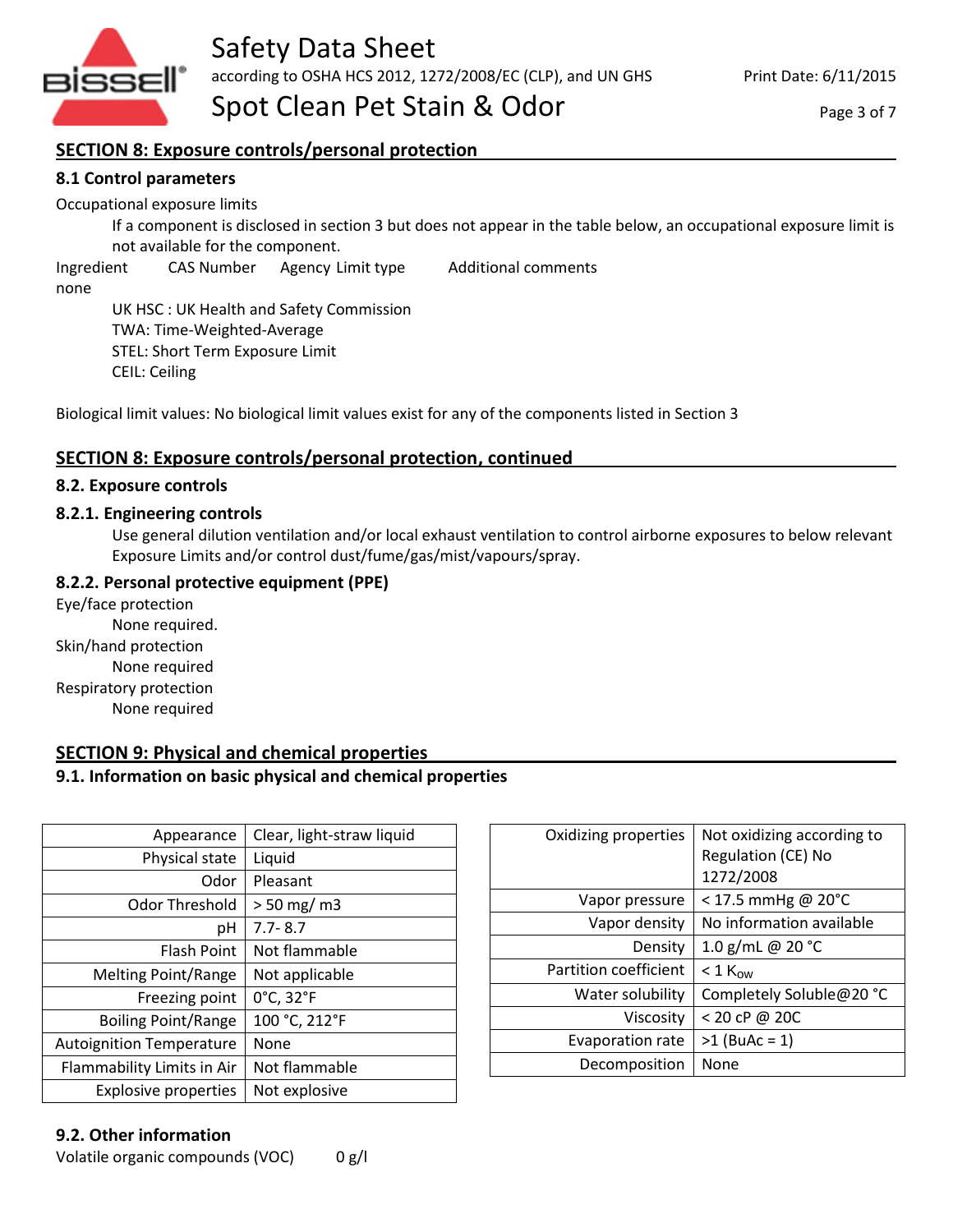## SECTION 8: Exposure controls/personal protection

### 8.1 Control parameters

Occupational exposure limits

If a component is disclosed in section 3 but does not appear in the table below, an occupational exposure limit is not available for the component.

| Ingredient | CAS Number | Agency | Limit type | Additional comments |
|---|---|---|---|---|
| none | | | | |

UK HSC : UK Health and Safety Commission
TWA: Time-Weighted-Average
STEL: Short Term Exposure Limit
CEIL: Ceiling

Biological limit values: No biological limit values exist for any of the components listed in Section 3

## SECTION 8: Exposure controls/personal protection, continued

### 8.2. Exposure controls

### 8.2.1. Engineering controls

Use general dilution ventilation and/or local exhaust ventilation to control airborne exposures to below relevant Exposure Limits and/or control dust/fume/gas/mist/vapours/spray.

### 8.2.2. Personal protective equipment (PPE)

Eye/face protection
None required.

Skin/hand protection
None required

Respiratory protection
None required

## SECTION 9: Physical and chemical properties

### 9.1. Information on basic physical and chemical properties

| Property | Value |
|---|---|
| Appearance | Clear, light-straw liquid |
| Physical state | Liquid |
| Odor | Pleasant |
| Odor Threshold | > 50 mg/ m3 |
| pH | 7.7- 8.7 |
| Flash Point | Not flammable |
| Melting Point/Range | Not applicable |
| Freezing point | 0°C, 32°F |
| Boiling Point/Range | 100 °C, 212°F |
| Autoignition Temperature | None |
| Flammability Limits in Air | Not flammable |
| Explosive properties | Not explosive |

| Property | Value |
|---|---|
| Oxidizing properties | Not oxidizing according to Regulation (CE) No 1272/2008 |
| Vapor pressure | < 17.5 mmHg @ 20°C |
| Vapor density | No information available |
| Density | 1.0 g/mL @ 20 °C |
| Partition coefficient | < 1 $K_{ow}$ |
| Water solubility | Completely Soluble@20 °C |
| Viscosity | < 20 cP @ 20C |
| Evaporation rate | >1 (BuAc = 1) |
| Decomposition | None |

### 9.2. Other information

Volatile organic compounds (VOC) 0 g/l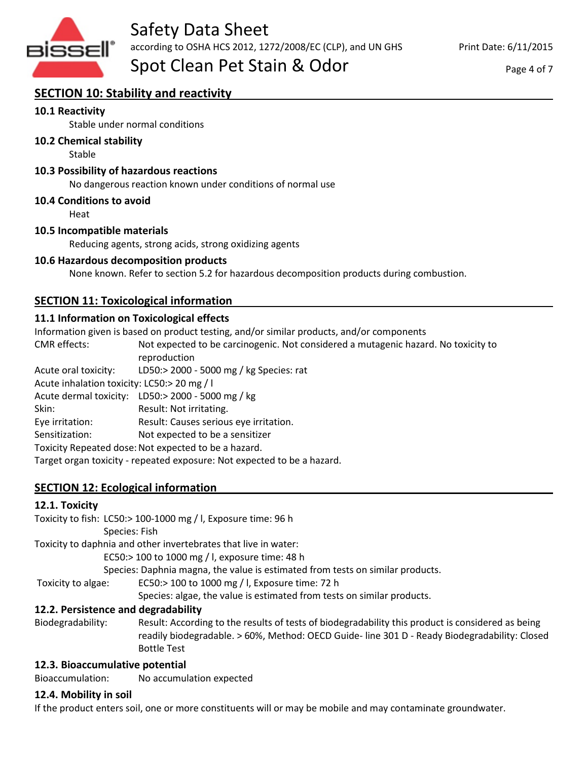## SECTION 10: Stability and reactivity

### 10.1 Reactivity

Stable under normal conditions

### 10.2 Chemical stability

Stable

### 10.3 Possibility of hazardous reactions

No dangerous reaction known under conditions of normal use

### 10.4 Conditions to avoid

Heat

### 10.5 Incompatible materials

Reducing agents, strong acids, strong oxidizing agents

### 10.6 Hazardous decomposition products

None known. Refer to section 5.2 for hazardous decomposition products during combustion.

## SECTION 11: Toxicological information

### 11.1 Information on Toxicological effects

Information given is based on product testing, and/or similar products, and/or components

CMR effects: Not expected to be carcinogenic. Not considered a mutagenic hazard. No toxicity to reproduction

Acute oral toxicity: LD50:> 2000 - 5000 mg / kg Species: rat

Acute inhalation toxicity: LC50:> 20 mg / l

Acute dermal toxicity: LD50:> 2000 - 5000 mg / kg

Skin: Result: Not irritating.

Eye irritation: Result: Causes serious eye irritation.

Sensitization: Not expected to be a sensitizer

Toxicity Repeated dose: Not expected to be a hazard.

Target organ toxicity - repeated exposure: Not expected to be a hazard.

## SECTION 12: Ecological information

### 12.1. Toxicity

Toxicity to fish: LC50:> 100-1000 mg / l, Exposure time: 96 h
Species: Fish

Toxicity to daphnia and other invertebrates that live in water:
EC50:> 100 to 1000 mg / l, exposure time: 48 h
Species: Daphnia magna, the value is estimated from tests on similar products.

Toxicity to algae: EC50:> 100 to 1000 mg / l, Exposure time: 72 h
Species: algae, the value is estimated from tests on similar products.

### 12.2. Persistence and degradability

Biodegradability: Result: According to the results of tests of biodegradability this product is considered as being readily biodegradable. > 60%, Method: OECD Guide- line 301 D - Ready Biodegradability: Closed Bottle Test

### 12.3. Bioaccumulative potential

Bioaccumulation: No accumulation expected

### 12.4. Mobility in soil

If the product enters soil, one or more constituents will or may be mobile and may contaminate groundwater.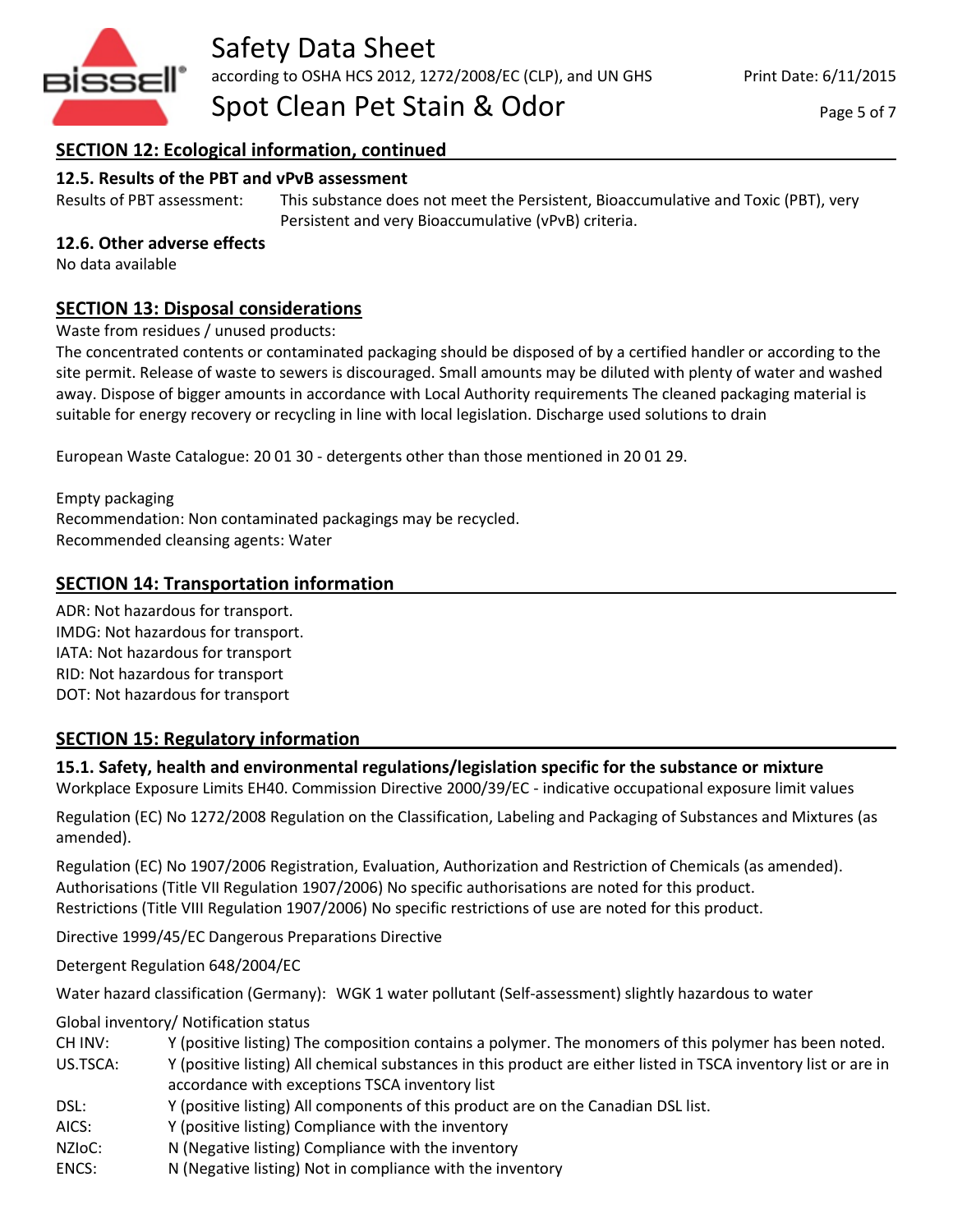## SECTION 12: Ecological information, continued

### 12.5. Results of the PBT and vPvB assessment

Results of PBT assessment: This substance does not meet the Persistent, Bioaccumulative and Toxic (PBT), very Persistent and very Bioaccumulative (vPvB) criteria.

### 12.6. Other adverse effects

No data available

## SECTION 13: Disposal considerations

Waste from residues / unused products:

The concentrated contents or contaminated packaging should be disposed of by a certified handler or according to the site permit. Release of waste to sewers is discouraged. Small amounts may be diluted with plenty of water and washed away. Dispose of bigger amounts in accordance with Local Authority requirements The cleaned packaging material is suitable for energy recovery or recycling in line with local legislation. Discharge used solutions to drain

European Waste Catalogue: 20 01 30 - detergents other than those mentioned in 20 01 29.

Empty packaging
Recommendation: Non contaminated packagings may be recycled.
Recommended cleansing agents: Water

## SECTION 14: Transportation information

ADR: Not hazardous for transport.
IMDG: Not hazardous for transport.
IATA: Not hazardous for transport
RID: Not hazardous for transport
DOT: Not hazardous for transport

## SECTION 15: Regulatory information

### 15.1. Safety, health and environmental regulations/legislation specific for the substance or mixture

Workplace Exposure Limits EH40. Commission Directive 2000/39/EC - indicative occupational exposure limit values

Regulation (EC) No 1272/2008 Regulation on the Classification, Labeling and Packaging of Substances and Mixtures (as amended).

Regulation (EC) No 1907/2006 Registration, Evaluation, Authorization and Restriction of Chemicals (as amended).
Authorisations (Title VII Regulation 1907/2006) No specific authorisations are noted for this product.
Restrictions (Title VIII Regulation 1907/2006) No specific restrictions of use are noted for this product.

Directive 1999/45/EC Dangerous Preparations Directive

Detergent Regulation 648/2004/EC

Water hazard classification (Germany): WGK 1 water pollutant (Self-assessment) slightly hazardous to water

Global inventory/ Notification status

| | |
|---|---|
| CH INV: | Y (positive listing) The composition contains a polymer. The monomers of this polymer has been noted. |
| US.TSCA: | Y (positive listing) All chemical substances in this product are either listed in TSCA inventory list or are in accordance with exceptions TSCA inventory list |
| DSL: | Y (positive listing) All components of this product are on the Canadian DSL list. |
| AICS: | Y (positive listing) Compliance with the inventory |
| NZIoC: | N (Negative listing) Compliance with the inventory |
| ENCS: | N (Negative listing) Not in compliance with the inventory |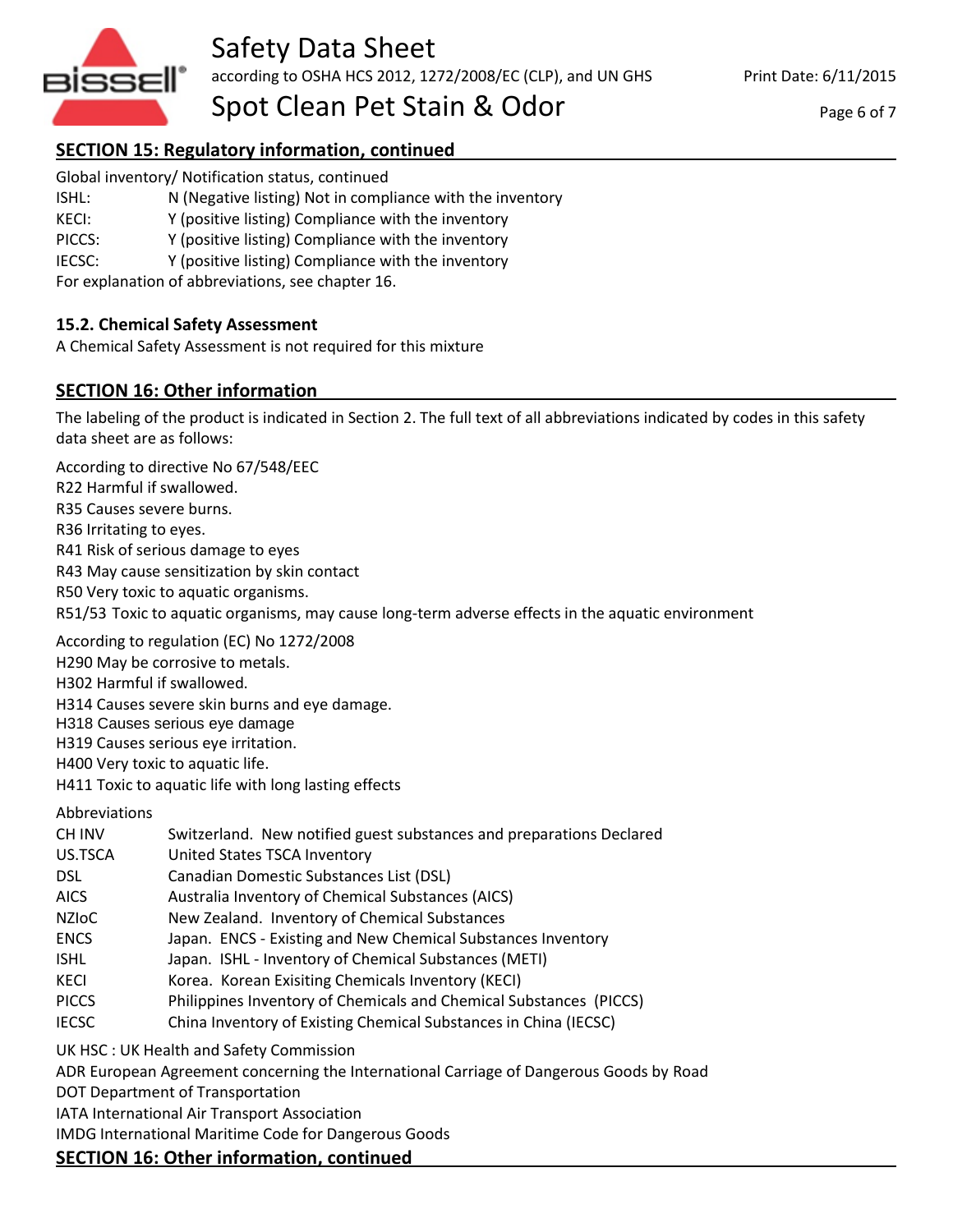## SECTION 15: Regulatory information, continued

Global inventory/ Notification status, continued

| | |
|---|---|
| ISHL: | N (Negative listing) Not in compliance with the inventory |
| KECI: | Y (positive listing) Compliance with the inventory |
| PICCS: | Y (positive listing) Compliance with the inventory |
| IECSC: | Y (positive listing) Compliance with the inventory |

For explanation of abbreviations, see chapter 16.

### 15.2. Chemical Safety Assessment

A Chemical Safety Assessment is not required for this mixture

## SECTION 16: Other information

The labeling of the product is indicated in Section 2. The full text of all abbreviations indicated by codes in this safety data sheet are as follows:

According to directive No 67/548/EEC

R22 Harmful if swallowed.
R35 Causes severe burns.
R36 Irritating to eyes.
R41 Risk of serious damage to eyes
R43 May cause sensitization by skin contact
R50 Very toxic to aquatic organisms.
R51/53 Toxic to aquatic organisms, may cause long-term adverse effects in the aquatic environment

According to regulation (EC) No 1272/2008

H290 May be corrosive to metals.
H302 Harmful if swallowed.
H314 Causes severe skin burns and eye damage.
H318 Causes serious eye damage
H319 Causes serious eye irritation.
H400 Very toxic to aquatic life.
H411 Toxic to aquatic life with long lasting effects

Abbreviations

| | |
|---|---|
| CH INV | Switzerland. New notified guest substances and preparations Declared |
| US.TSCA | United States TSCA Inventory |
| DSL | Canadian Domestic Substances List (DSL) |
| AICS | Australia Inventory of Chemical Substances (AICS) |
| NZIoC | New Zealand. Inventory of Chemical Substances |
| ENCS | Japan. ENCS - Existing and New Chemical Substances Inventory |
| ISHL | Japan. ISHL - Inventory of Chemical Substances (METI) |
| KECI | Korea. Korean Exisiting Chemicals Inventory (KECI) |
| PICCS | Philippines Inventory of Chemicals and Chemical Substances (PICCS) |
| IECSC | China Inventory of Existing Chemical Substances in China (IECSC) |

UK HSC : UK Health and Safety Commission
ADR European Agreement concerning the International Carriage of Dangerous Goods by Road
DOT Department of Transportation
IATA International Air Transport Association
IMDG International Maritime Code for Dangerous Goods

## SECTION 16: Other information, continued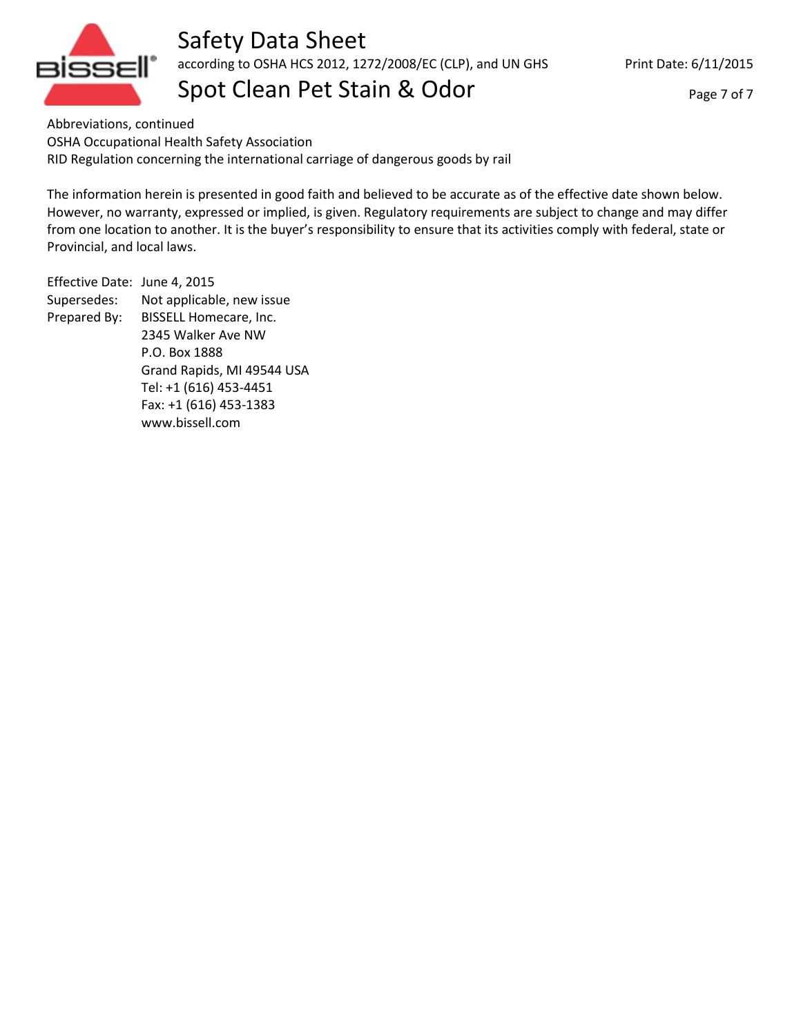Abbreviations, continued

OSHA Occupational Health Safety Association

RID Regulation concerning the international carriage of dangerous goods by rail

The information herein is presented in good faith and believed to be accurate as of the effective date shown below. However, no warranty, expressed or implied, is given. Regulatory requirements are subject to change and may differ from one location to another. It is the buyer's responsibility to ensure that its activities comply with federal, state or Provincial, and local laws.

Effective Date: June 4, 2015

Supersedes: Not applicable, new issue

Prepared By: BISSELL Homecare, Inc.
2345 Walker Ave NW
P.O. Box 1888
Grand Rapids, MI 49544 USA
Tel: +1 (616) 453-4451
Fax: +1 (616) 453-1383
www.bissell.com